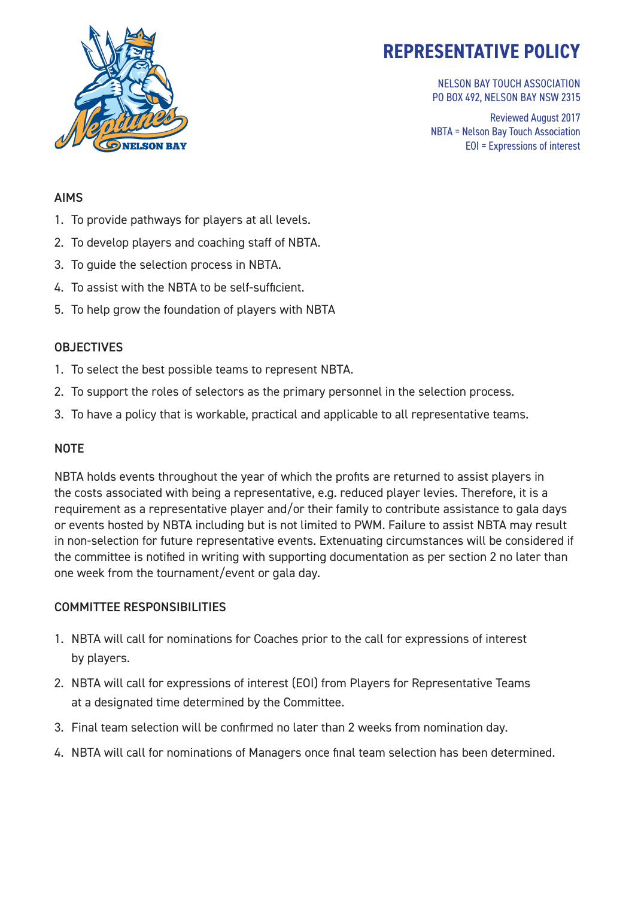# REPRESENTATIVE POLICY

NELSON BAY TOUCH ASSOCIATION
PO BOX 492, NELSON BAY NSW 2315

Reviewed August 2017
NBTA = Nelson Bay Touch Association
EOI = Expressions of interest

## AIMS

1. To provide pathways for players at all levels.
2. To develop players and coaching staff of NBTA.
3. To guide the selection process in NBTA.
4. To assist with the NBTA to be self-sufficient.
5. To help grow the foundation of players with NBTA

## OBJECTIVES

1. To select the best possible teams to represent NBTA.
2. To support the roles of selectors as the primary personnel in the selection process.
3. To have a policy that is workable, practical and applicable to all representative teams.

## NOTE

NBTA holds events throughout the year of which the profits are returned to assist players in the costs associated with being a representative, e.g. reduced player levies. Therefore, it is a requirement as a representative player and/or their family to contribute assistance to gala days or events hosted by NBTA including but is not limited to PWM. Failure to assist NBTA may result in non-selection for future representative events. Extenuating circumstances will be considered if the committee is notified in writing with supporting documentation as per section 2 no later than one week from the tournament/event or gala day.

## COMMITTEE RESPONSIBILITIES

1. NBTA will call for nominations for Coaches prior to the call for expressions of interest by players.
2. NBTA will call for expressions of interest (EOI) from Players for Representative Teams at a designated time determined by the Committee.
3. Final team selection will be confirmed no later than 2 weeks from nomination day.
4. NBTA will call for nominations of Managers once final team selection has been determined.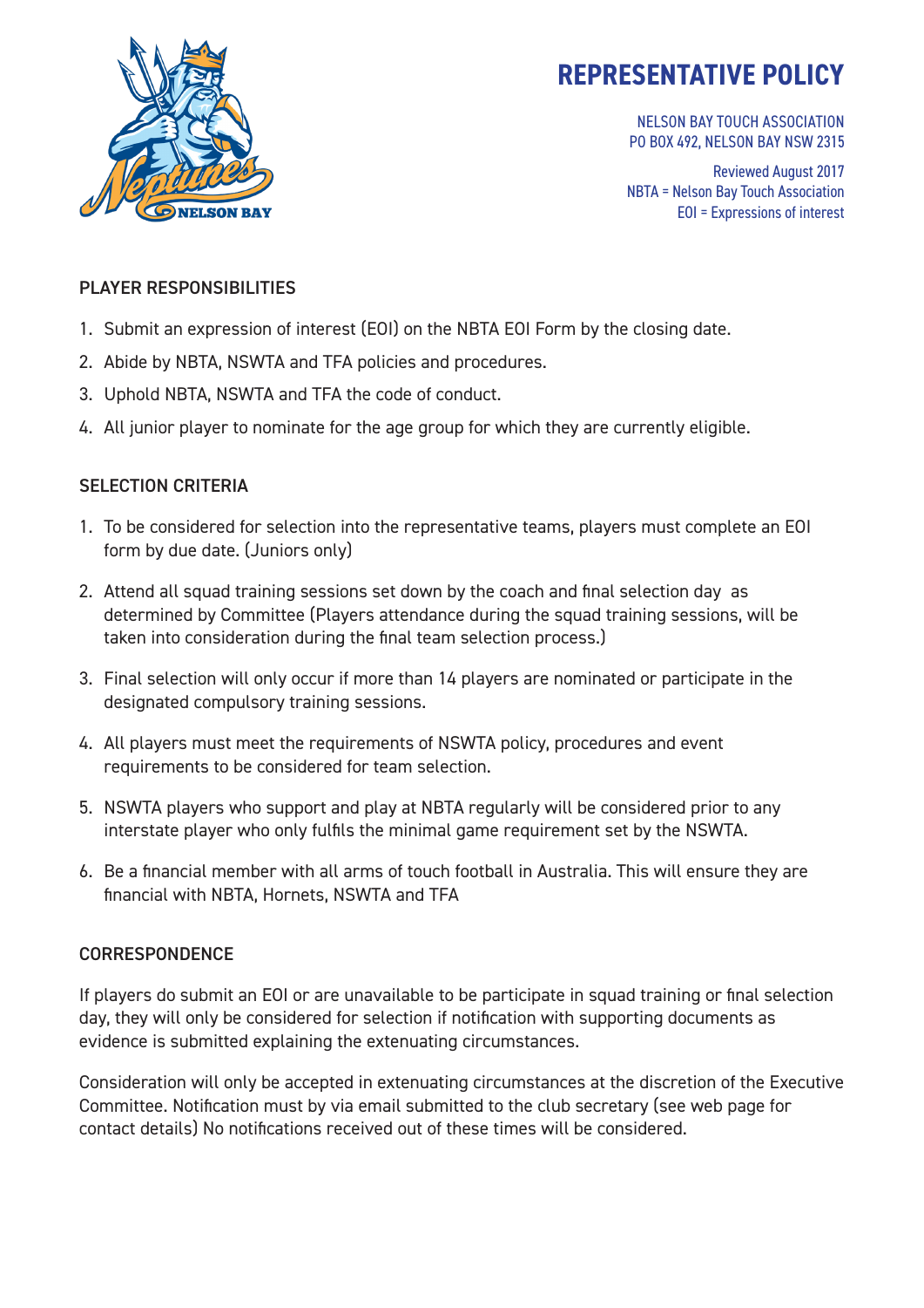# REPRESENTATIVE POLICY

NELSON BAY TOUCH ASSOCIATION
PO BOX 492, NELSON BAY NSW 2315

Reviewed August 2017
NBTA = Nelson Bay Touch Association
EOI = Expressions of interest

## PLAYER RESPONSIBILITIES

1. Submit an expression of interest (EOI) on the NBTA EOI Form by the closing date.
2. Abide by NBTA, NSWTA and TFA policies and procedures.
3. Uphold NBTA, NSWTA and TFA the code of conduct.
4. All junior player to nominate for the age group for which they are currently eligible.

## SELECTION CRITERIA

1. To be considered for selection into the representative teams, players must complete an EOI form by due date. (Juniors only)
2. Attend all squad training sessions set down by the coach and final selection day as determined by Committee (Players attendance during the squad training sessions, will be taken into consideration during the final team selection process.)
3. Final selection will only occur if more than 14 players are nominated or participate in the designated compulsory training sessions.
4. All players must meet the requirements of NSWTA policy, procedures and event requirements to be considered for team selection.
5. NSWTA players who support and play at NBTA regularly will be considered prior to any interstate player who only fulfils the minimal game requirement set by the NSWTA.
6. Be a financial member with all arms of touch football in Australia. This will ensure they are financial with NBTA, Hornets, NSWTA and TFA

## CORRESPONDENCE

If players do submit an EOI or are unavailable to be participate in squad training or final selection day, they will only be considered for selection if notification with supporting documents as evidence is submitted explaining the extenuating circumstances.

Consideration will only be accepted in extenuating circumstances at the discretion of the Executive Committee. Notification must by via email submitted to the club secretary (see web page for contact details) No notifications received out of these times will be considered.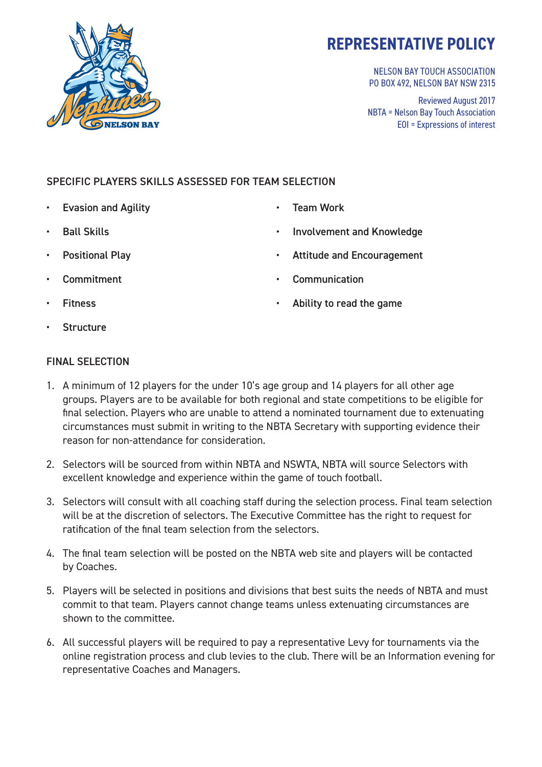# REPRESENTATIVE POLICY

NELSON BAY TOUCH ASSOCIATION
PO BOX 492, NELSON BAY NSW 2315

Reviewed August 2017
NBTA = Nelson Bay Touch Association
EOI = Expressions of interest

## SPECIFIC PLAYERS SKILLS ASSESSED FOR TEAM SELECTION

- Evasion and Agility
- Ball Skills
- Positional Play
- Commitment
- Fitness
- Structure
- Team Work
- Involvement and Knowledge
- Attitude and Encouragement
- Communication
- Ability to read the game

## FINAL SELECTION

1. A minimum of 12 players for the under 10's age group and 14 players for all other age groups. Players are to be available for both regional and state competitions to be eligible for final selection. Players who are unable to attend a nominated tournament due to extenuating circumstances must submit in writing to the NBTA Secretary with supporting evidence their reason for non-attendance for consideration.
2. Selectors will be sourced from within NBTA and NSWTA, NBTA will source Selectors with excellent knowledge and experience within the game of touch football.
3. Selectors will consult with all coaching staff during the selection process. Final team selection will be at the discretion of selectors. The Executive Committee has the right to request for ratification of the final team selection from the selectors.
4. The final team selection will be posted on the NBTA web site and players will be contacted by Coaches.
5. Players will be selected in positions and divisions that best suits the needs of NBTA and must commit to that team. Players cannot change teams unless extenuating circumstances are shown to the committee.
6. All successful players will be required to pay a representative Levy for tournaments via the online registration process and club levies to the club. There will be an Information evening for representative Coaches and Managers.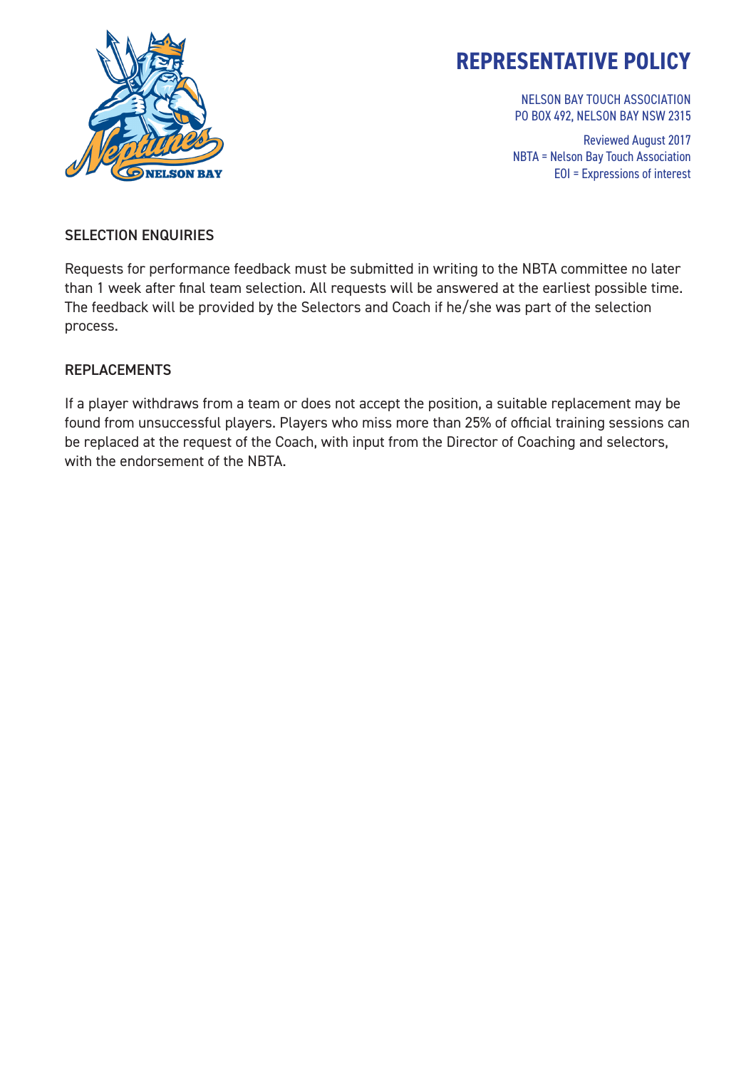## SELECTION ENQUIRIES

Requests for performance feedback must be submitted in writing to the NBTA committee no later than 1 week after final team selection. All requests will be answered at the earliest possible time. The feedback will be provided by the Selectors and Coach if he/she was part of the selection process.

## REPLACEMENTS

If a player withdraws from a team or does not accept the position, a suitable replacement may be found from unsuccessful players. Players who miss more than 25% of official training sessions can be replaced at the request of the Coach, with input from the Director of Coaching and selectors, with the endorsement of the NBTA.